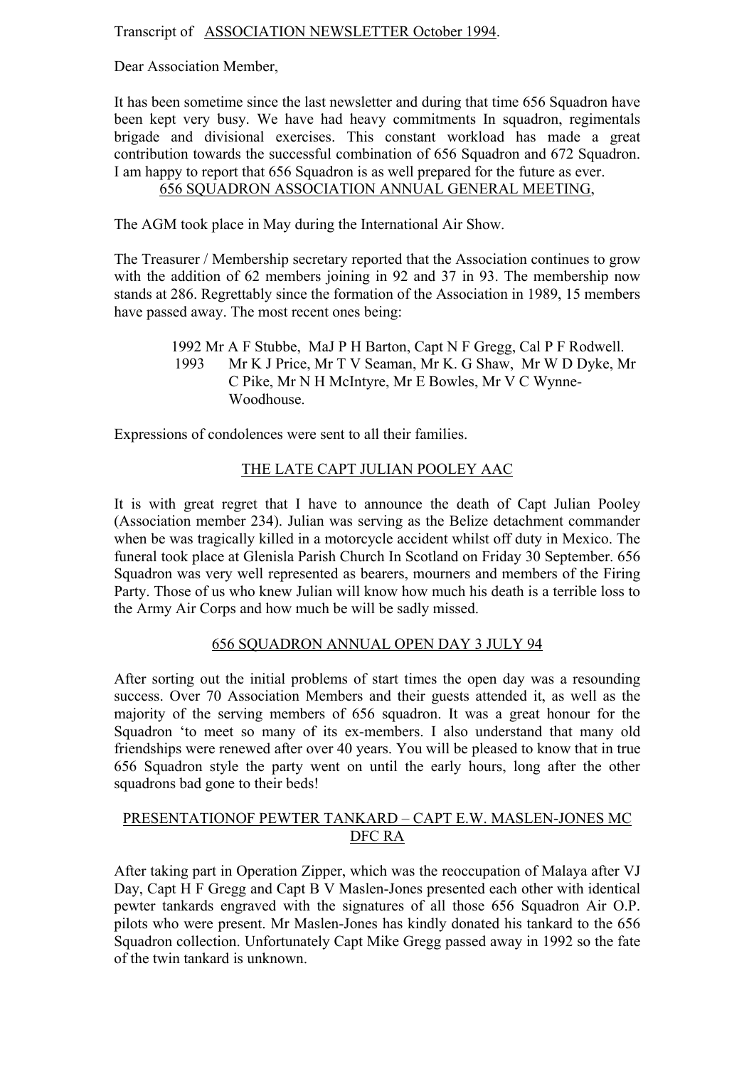Transcript of <u>ASSOCIATION NEWSLETTER October 1994</u>.

Dear Association Member,

It has been sometime since the last newsletter and during that time 656 Squadron have been kept very busy. We have had heavy commitments In squadron, regimentals brigade and divisional exercises. This constant workload has made a great contribution towards the successful combination of 656 Squadron and 672 Squadron. I am happy to report that 656 Squadron is as well prepared for the future as ever.

## 656 SQUADRON ASSOCIATION ANNUAL GENERAL MEETING,

The AGM took place in May during the International Air Show.

The Treasurer / Membership secretary reported that the Association continues to grow with the addition of 62 members joining in 92 and 37 in 93. The membership now stands at 286. Regrettably since the formation of the Association in 1989, 15 members have passed away. The most recent ones being:

1992 Mr A F Stubbe, MaJ P H Barton, Capt N F Gregg, Cal P F Rodwell.
1993 Mr K J Price, Mr T V Seaman, Mr K. G Shaw, Mr W D Dyke, Mr C Pike, Mr N H McIntyre, Mr E Bowles, Mr V C Wynne-Woodhouse.

Expressions of condolences were sent to all their families.

## THE LATE CAPT JULIAN POOLEY AAC

It is with great regret that I have to announce the death of Capt Julian Pooley (Association member 234). Julian was serving as the Belize detachment commander when be was tragically killed in a motorcycle accident whilst off duty in Mexico. The funeral took place at Glenisla Parish Church In Scotland on Friday 30 September. 656 Squadron was very well represented as bearers, mourners and members of the Firing Party. Those of us who knew Julian will know how much his death is a terrible loss to the Army Air Corps and how much be will be sadly missed.

## 656 SQUADRON ANNUAL OPEN DAY 3 JULY 94

After sorting out the initial problems of start times the open day was a resounding success. Over 70 Association Members and their guests attended it, as well as the majority of the serving members of 656 squadron. It was a great honour for the Squadron 'to meet so many of its ex-members. I also understand that many old friendships were renewed after over 40 years. You will be pleased to know that in true 656 Squadron style the party went on until the early hours, long after the other squadrons bad gone to their beds!

## PRESENTATIONOF PEWTER TANKARD – CAPT E.W. MASLEN-JONES MC DFC RA

After taking part in Operation Zipper, which was the reoccupation of Malaya after VJ Day, Capt H F Gregg and Capt B V Maslen-Jones presented each other with identical pewter tankards engraved with the signatures of all those 656 Squadron Air O.P. pilots who were present. Mr Maslen-Jones has kindly donated his tankard to the 656 Squadron collection. Unfortunately Capt Mike Gregg passed away in 1992 so the fate of the twin tankard is unknown.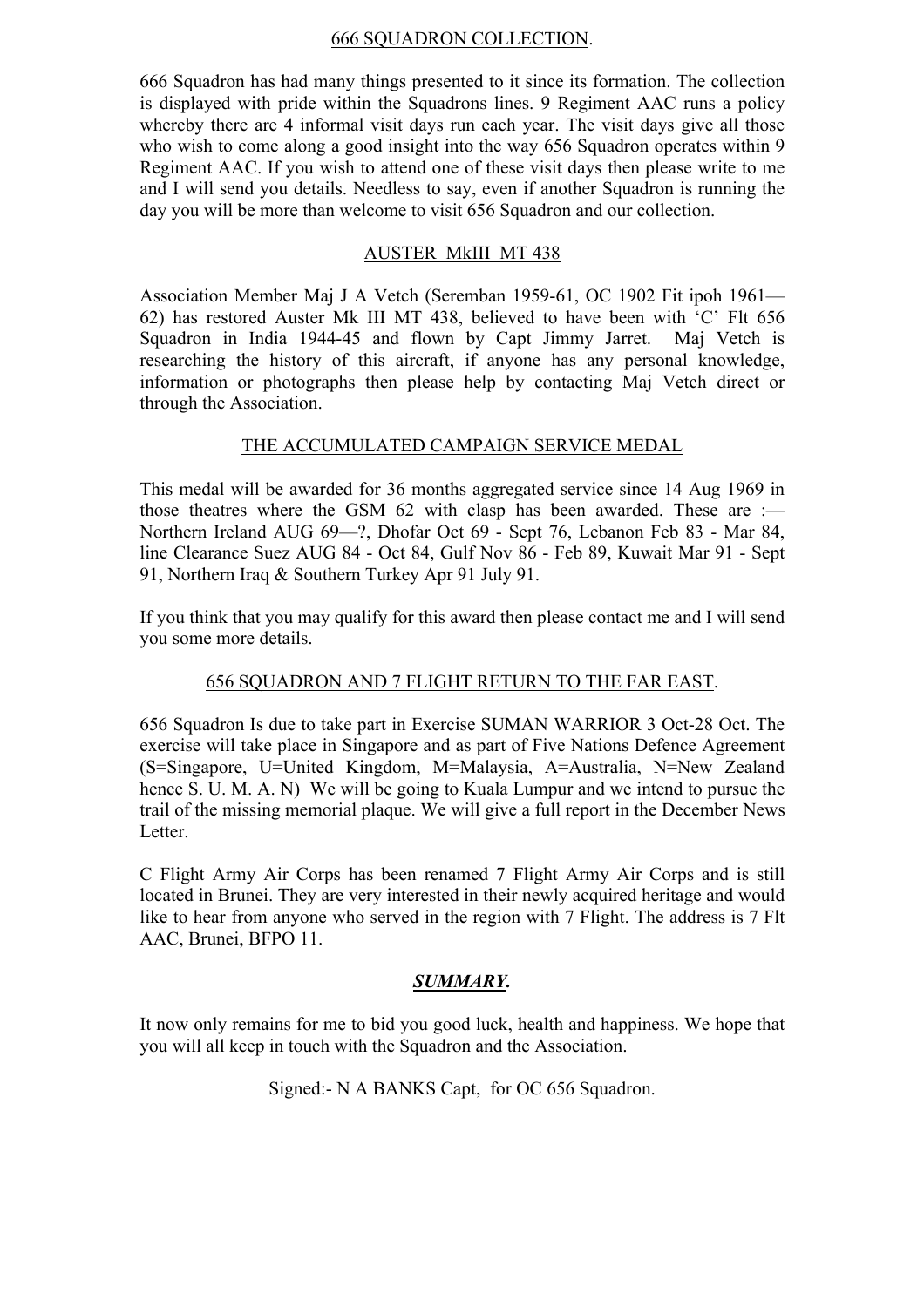## 666 SQUADRON COLLECTION.

666 Squadron has had many things presented to it since its formation. The collection is displayed with pride within the Squadrons lines. 9 Regiment AAC runs a policy whereby there are 4 informal visit days run each year. The visit days give all those who wish to come along a good insight into the way 656 Squadron operates within 9 Regiment AAC. If you wish to attend one of these visit days then please write to me and I will send you details. Needless to say, even if another Squadron is running the day you will be more than welcome to visit 656 Squadron and our collection.

## AUSTER MkIII MT 438

Association Member Maj J A Vetch (Seremban 1959-61, OC 1902 Flt ipoh 1961—62) has restored Auster Mk III MT 438, believed to have been with 'C' Flt 656 Squadron in India 1944-45 and flown by Capt Jimmy Jarret. Maj Vetch is researching the history of this aircraft, if anyone has any personal knowledge, information or photographs then please help by contacting Maj Vetch direct or through the Association.

## THE ACCUMULATED CAMPAIGN SERVICE MEDAL

This medal will be awarded for 36 months aggregated service since 14 Aug 1969 in those theatres where the GSM 62 with clasp has been awarded. These are :— Northern Ireland AUG 69—?, Dhofar Oct 69 - Sept 76, Lebanon Feb 83 - Mar 84, line Clearance Suez AUG 84 - Oct 84, Gulf Nov 86 - Feb 89, Kuwait Mar 91 - Sept 91, Northern Iraq & Southern Turkey Apr 91 July 91.

If you think that you may qualify for this award then please contact me and I will send you some more details.

## 656 SQUADRON AND 7 FLIGHT RETURN TO THE FAR EAST.

656 Squadron Is due to take part in Exercise SUMAN WARRIOR 3 Oct-28 Oct. The exercise will take place in Singapore and as part of Five Nations Defence Agreement (S=Singapore, U=United Kingdom, M=Malaysia, A=Australia, N=New Zealand hence S. U. M. A. N) We will be going to Kuala Lumpur and we intend to pursue the trail of the missing memorial plaque. We will give a full report in the December News Letter.

C Flight Army Air Corps has been renamed 7 Flight Army Air Corps and is still located in Brunei. They are very interested in their newly acquired heritage and would like to hear from anyone who served in the region with 7 Flight. The address is 7 Flt AAC, Brunei, BFPO 11.

## ***SUMMARY.***

It now only remains for me to bid you good luck, health and happiness. We hope that you will all keep in touch with the Squadron and the Association.

Signed:- N A BANKS Capt, for OC 656 Squadron.